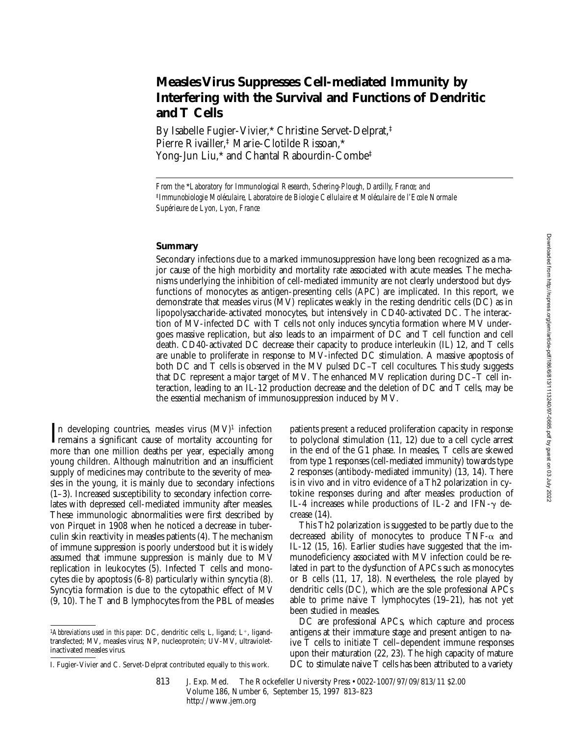# Measles Virus Suppresses Cell-mediated Immunity by Interfering with the Survival and Functions of Dendritic and T Cells

By Isabelle Fugier-Vivier,* Christine Servet-Delprat,‡ Pierre Rivailler,‡ Marie-Clotilde Rissoan,* Yong-Jun Liu,* and Chantal Rabourdin-Combe‡

*From the \*Laboratory for Immunological Research, Schering-Plough, Dardilly, France; and ‡Immunobiologie Moléculaire, Laboratoire de Biologie Cellulaire et Moléculaire de l'Ecole Normale Supérieure de Lyon, Lyon, France*

## Summary

Secondary infections due to a marked immunosuppression have long been recognized as a major cause of the high morbidity and mortality rate associated with acute measles. The mechanisms underlying the inhibition of cell-mediated immunity are not clearly understood but dysfunctions of monocytes as antigen-presenting cells (APC) are implicated. In this report, we demonstrate that measles virus (MV) replicates weakly in the resting dendritic cells (DC) as in lipopolysaccharide-activated monocytes, but intensively in CD40-activated DC. The interaction of MV-infected DC with T cells not only induces syncytia formation where MV undergoes massive replication, but also leads to an impairment of DC and T cell function and cell death. CD40-activated DC decrease their capacity to produce interleukin (IL) 12, and T cells are unable to proliferate in response to MV-infected DC stimulation. A massive apoptosis of both DC and T cells is observed in the MV pulsed DC–T cell cocultures. This study suggests that DC represent a major target of MV. The enhanced MV replication during DC–T cell interaction, leading to an IL-12 production decrease and the deletion of DC and T cells, may be the essential mechanism of immunosuppression induced by MV.

In developing countries, measles virus (MV)[1] infection remains a significant cause of mortality accounting for more than one million deaths per year, especially among young children. Although malnutrition and an insufficient supply of medicines may contribute to the severity of measles in the young, it is mainly due to secondary infections (1–3). Increased susceptibility to secondary infection correlates with depressed cell-mediated immunity after measles. These immunologic abnormalities were first described by von Pirquet in 1908 when he noticed a decrease in tuberculin skin reactivity in measles patients (4). The mechanism of immune suppression is poorly understood but it is widely assumed that immune suppression is mainly due to MV replication in leukocytes (5). Infected T cells and monocytes die by apoptosis (6-8) particularly within syncytia (8). Syncytia formation is due to the cytopathic effect of MV (9, 10). The T and B lymphocytes from the PBL of measles patients present a reduced proliferation capacity in response to polyclonal stimulation (11, 12) due to a cell cycle arrest in the end of the G1 phase. In measles, T cells are skewed from type 1 responses (cell-mediated immunity) towards type 2 responses (antibody-mediated immunity) (13, 14). There is in vivo and in vitro evidence of a Th2 polarization in cytokine responses during and after measles: production of IL-4 increases while productions of IL-2 and IFN-$\gamma$ decrease (14).

This Th2 polarization is suggested to be partly due to the decreased ability of monocytes to produce TNF-$\alpha$ and IL-12 (15, 16). Earlier studies have suggested that the immunodeficiency associated with MV infection could be related in part to the dysfunction of APCs such as monocytes or B cells (11, 17, 18). Nevertheless, the role played by dendritic cells (DC), which are the sole professional APCs able to prime naive T lymphocytes (19–21), has not yet been studied in measles.

DC are professional APCs, which capture and process antigens at their immature stage and present antigen to naive T cells to initiate T cell–dependent immune responses upon their maturation (22, 23). The high capacity of mature DC to stimulate naive T cells has been attributed to a variety

[1]*Abbreviations used in this paper:* DC, dendritic cells; L, ligand; L+, ligand-transfected; MV, measles virus; NP, nucleoprotein; UV-MV, ultraviolet-inactivated measles virus.

I. Fugier-Vivier and C. Servet-Delprat contributed equally to this work.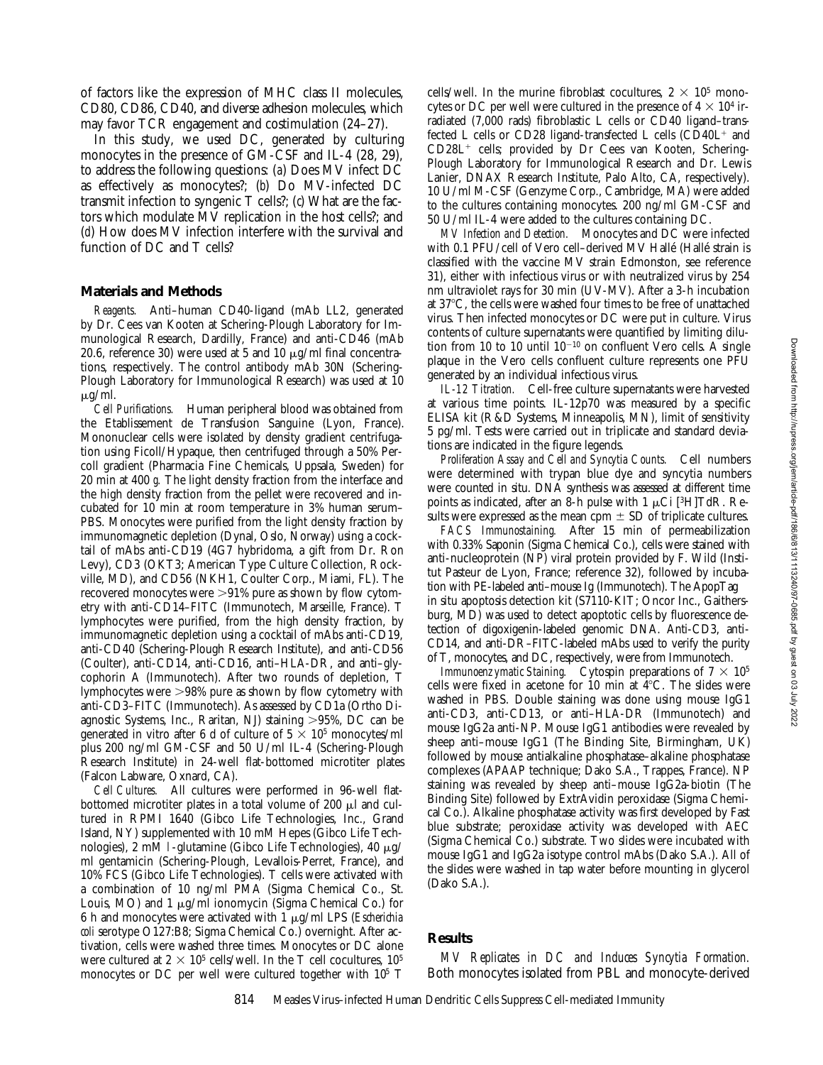of factors like the expression of MHC class II molecules, CD80, CD86, CD40, and diverse adhesion molecules, which may favor TCR engagement and costimulation (24–27).

In this study, we used DC, generated by culturing monocytes in the presence of GM-CSF and IL-4 (28, 29), to address the following questions: (*a*) Does MV infect DC as effectively as monocytes?; (*b*) Do MV-infected DC transmit infection to syngenic T cells?; (*c*) What are the factors which modulate MV replication in the host cells?; and (*d*) How does MV infection interfere with the survival and function of DC and T cells?

## Materials and Methods

*Reagents.* Anti–human CD40-ligand (mAb LL2, generated by Dr. Cees van Kooten at Schering-Plough Laboratory for Immunological Research, Dardilly, France) and anti-CD46 (mAb 20.6, reference 30) were used at 5 and 10 μg/ml final concentrations, respectively. The control antibody mAb 30N (Schering-Plough Laboratory for Immunological Research) was used at 10 μg/ml.

*Cell Purifications.* Human peripheral blood was obtained from the Etablissement de Transfusion Sanguine (Lyon, France). Mononuclear cells were isolated by density gradient centrifugation using Ficoll/Hypaque, then centrifuged through a 50% Percoll gradient (Pharmacia Fine Chemicals, Uppsala, Sweden) for 20 min at 400 *g*. The light density fraction from the interface and the high density fraction from the pellet were recovered and incubated for 10 min at room temperature in 3% human serum–PBS. Monocytes were purified from the light density fraction by immunomagnetic depletion (Dynal, Oslo, Norway) using a cocktail of mAbs anti-CD19 (4G7 hybridoma, a gift from Dr. Ron Levy), CD3 (OKT3; American Type Culture Collection, Rockville, MD), and CD56 (NKH1, Coulter Corp., Miami, FL). The recovered monocytes were >91% pure as shown by flow cytometry with anti-CD14–FITC (Immunotech, Marseille, France). T lymphocytes were purified, from the high density fraction, by immunomagnetic depletion using a cocktail of mAbs anti-CD19, anti-CD40 (Schering-Plough Research Institute), and anti-CD56 (Coulter), anti-CD14, anti-CD16, anti–HLA-DR, and anti–glycophorin A (Immunotech). After two rounds of depletion, T lymphocytes were >98% pure as shown by flow cytometry with anti-CD3–FITC (Immunotech). As assessed by CD1a (Ortho Diagnostic Systems, Inc., Raritan, NJ) staining >95%, DC can be generated in vitro after 6 d of culture of $5 \times 10^5$ monocytes/ml plus 200 ng/ml GM-CSF and 50 U/ml IL-4 (Schering-Plough Research Institute) in 24-well flat-bottomed microtiter plates (Falcon Labware, Oxnard, CA).

*Cell Cultures.* All cultures were performed in 96-well flat-bottomed microtiter plates in a total volume of 200 μl and cultured in RPMI 1640 (Gibco Life Technologies, Inc., Grand Island, NY) supplemented with 10 mM Hepes (Gibco Life Technologies), 2 mM L-glutamine (Gibco Life Technologies), 40 μg/ml gentamicin (Schering-Plough, Levallois-Perret, France), and 10% FCS (Gibco Life Technologies). T cells were activated with a combination of 10 ng/ml PMA (Sigma Chemical Co., St. Louis, MO) and 1 μg/ml ionomycin (Sigma Chemical Co.) for 6 h and monocytes were activated with 1 μg/ml LPS (*Escherichia coli* serotype O127:B8; Sigma Chemical Co.) overnight. After activation, cells were washed three times. Monocytes or DC alone were cultured at $2 \times 10^5$ cells/well. In the T cell cocultures, $10^5$ monocytes or DC per well were cultured together with $10^5$ T cells/well. In the murine fibroblast cocultures, $2 \times 10^5$ monocytes or DC per well were cultured in the presence of $4 \times 10^4$ irradiated (7,000 rads) fibroblastic L cells or CD40 ligand–transfected L cells or CD28 ligand-transfected L cells (CD40L$^+$ and CD28L$^+$ cells; provided by Dr Cees van Kooten, Schering-Plough Laboratory for Immunological Research and Dr. Lewis Lanier, DNAX Research Institute, Palo Alto, CA, respectively). 10 U/ml M-CSF (Genzyme Corp., Cambridge, MA) were added to the cultures containing monocytes. 200 ng/ml GM-CSF and 50 U/ml IL-4 were added to the cultures containing DC.

*MV Infection and Detection.* Monocytes and DC were infected with 0.1 PFU/cell of Vero cell–derived MV Hallé (Hallé strain is classified with the vaccine MV strain Edmonston, see reference 31), either with infectious virus or with neutralized virus by 254 nm ultraviolet rays for 30 min (UV-MV). After a 3-h incubation at 37°C, the cells were washed four times to be free of unattached virus. Then infected monocytes or DC were put in culture. Virus contents of culture supernatants were quantified by limiting dilution from 10 to 10 until $10^{-10}$ on confluent Vero cells. A single plaque in the Vero cells confluent culture represents one PFU generated by an individual infectious virus.

*IL-12 Titration.* Cell-free culture supernatants were harvested at various time points. IL-12p70 was measured by a specific ELISA kit (R&D Systems, Minneapolis, MN), limit of sensitivity 5 pg/ml. Tests were carried out in triplicate and standard deviations are indicated in the figure legends.

*Proliferation Assay and Cell and Syncytia Counts.* Cell numbers were determined with trypan blue dye and syncytia numbers were counted in situ. DNA synthesis was assessed at different time points as indicated, after an 8-h pulse with 1 μCi [$^3$H]TdR. Results were expressed as the mean cpm ± SD of triplicate cultures.

*FACS Immunostaining.* After 15 min of permeabilization with 0.33% Saponin (Sigma Chemical Co.), cells were stained with anti-nucleoprotein (NP) viral protein provided by F. Wild (Institut Pasteur de Lyon, France; reference 32), followed by incubation with PE-labeled anti–mouse Ig (Immunotech). The ApopTag in situ apoptosis detection kit (S7110-KIT; Oncor Inc., Gaithersburg, MD) was used to detect apoptotic cells by fluorescence detection of digoxigenin-labeled genomic DNA. Anti-CD3, anti-CD14, and anti-DR–FITC-labeled mAbs used to verify the purity of T, monocytes, and DC, respectively, were from Immunotech.

*Immunoenzymatic Staining.* Cytospin preparations of $7 \times 10^5$ cells were fixed in acetone for 10 min at 4°C. The slides were washed in PBS. Double staining was done using mouse IgG1 anti-CD3, anti-CD13, or anti–HLA-DR (Immunotech) and mouse IgG2a anti-NP. Mouse IgG1 antibodies were revealed by sheep anti–mouse IgG1 (The Binding Site, Birmingham, UK) followed by mouse antialkaline phosphatase–alkaline phosphatase complexes (APAAP technique; Dako S.A., Trappes, France). NP staining was revealed by sheep anti–mouse IgG2a-biotin (The Binding Site) followed by ExtrAvidin peroxidase (Sigma Chemical Co.). Alkaline phosphatase activity was first developed by Fast blue substrate; peroxidase activity was developed with AEC (Sigma Chemical Co.) substrate. Two slides were incubated with mouse IgG1 and IgG2a isotype control mAbs (Dako S.A.). All of the slides were washed in tap water before mounting in glycerol (Dako S.A.).

## Results

*MV Replicates in DC and Induces Syncytia Formation.* Both monocytes isolated from PBL and monocyte-derived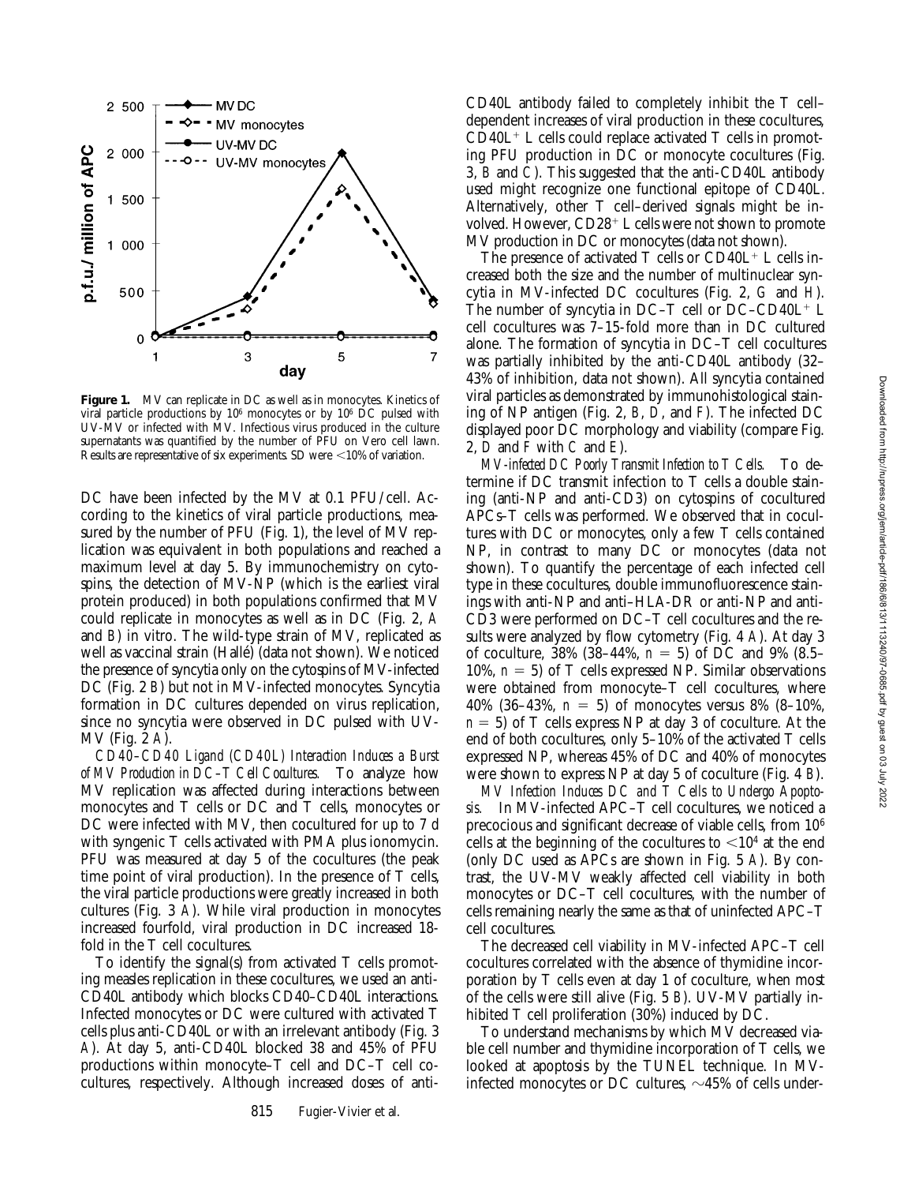**Figure 1.** MV can replicate in DC as well as in monocytes. Kinetics of viral particle productions by $10^6$ monocytes or by $10^6$ DC pulsed with UV-MV or infected with MV. Infectious virus produced in the culture supernatants was quantified by the number of PFU on Vero cell lawn. Results are representative of six experiments. SD were <10% of variation.

DC have been infected by the MV at 0.1 PFU/cell. According to the kinetics of viral particle productions, measured by the number of PFU (Fig. 1), the level of MV replication was equivalent in both populations and reached a maximum level at day 5. By immunochemistry on cytospins, the detection of MV-NP (which is the earliest viral protein produced) in both populations confirmed that MV could replicate in monocytes as well as in DC (Fig. 2, *A* and *B*) in vitro. The wild-type strain of MV, replicated as well as vaccinal strain (Hallé) (data not shown). We noticed the presence of syncytia only on the cytospins of MV-infected DC (Fig. 2 *B*) but not in MV-infected monocytes. Syncytia formation in DC cultures depended on virus replication, since no syncytia were observed in DC pulsed with UV-MV (Fig. 2 *A*).

*CD40–CD40 Ligand (CD40L) Interaction Induces a Burst of MV Production in DC–T Cell Cocultures.* To analyze how MV replication was affected during interactions between monocytes and T cells or DC and T cells, monocytes or DC were infected with MV, then cocultured for up to 7 d with syngenic T cells activated with PMA plus ionomycin. PFU was measured at day 5 of the cocultures (the peak time point of viral production). In the presence of T cells, the viral particle productions were greatly increased in both cultures (Fig. 3 *A*). While viral production in monocytes increased fourfold, viral production in DC increased 18-fold in the T cell cocultures.

To identify the signal(s) from activated T cells promoting measles replication in these cocultures, we used an anti-CD40L antibody which blocks CD40–CD40L interactions. Infected monocytes or DC were cultured with activated T cells plus anti-CD40L or with an irrelevant antibody (Fig. 3 *A*). At day 5, anti-CD40L blocked 38 and 45% of PFU productions within monocyte–T cell and DC–T cell cocultures, respectively. Although increased doses of anti-CD40L antibody failed to completely inhibit the T cell–dependent increases of viral production in these cocultures, $CD40L^+$ L cells could replace activated T cells in promoting PFU production in DC or monocyte cocultures (Fig. 3, *B* and *C*). This suggested that the anti-CD40L antibody used might recognize one functional epitope of CD40L. Alternatively, other T cell–derived signals might be involved. However, $CD28^+$ L cells were not shown to promote MV production in DC or monocytes (data not shown).

The presence of activated T cells or $CD40L^+$ L cells increased both the size and the number of multinuclear syncytia in MV-infected DC cocultures (Fig. 2, *G* and *H*). The number of syncytia in DC–T cell or DC–$CD40L^+$ L cell cocultures was 7–15-fold more than in DC cultured alone. The formation of syncytia in DC–T cell cocultures was partially inhibited by the anti-CD40L antibody (32–43% of inhibition, data not shown). All syncytia contained viral particles as demonstrated by immunohistological staining of NP antigen (Fig. 2, *B*, *D*, and *F*). The infected DC displayed poor DC morphology and viability (compare Fig. 2, *D* and *F* with *C* and *E*).

*MV-infected DC Poorly Transmit Infection to T Cells.* To determine if DC transmit infection to T cells a double staining (anti-NP and anti-CD3) on cytospins of cocultured APCs–T cells was performed. We observed that in cocultures with DC or monocytes, only a few T cells contained NP, in contrast to many DC or monocytes (data not shown). To quantify the percentage of each infected cell type in these cocultures, double immunofluorescence stainings with anti-NP and anti–HLA-DR or anti-NP and anti-CD3 were performed on DC–T cell cocultures and the results were analyzed by flow cytometry (Fig. 4 *A*). At day 3 of coculture, 38% (38–44%, $n = 5$) of DC and 9% (8.5–10%, $n = 5$) of T cells expressed NP. Similar observations were obtained from monocyte–T cell cocultures, where 40% (36–43%, $n = 5$) of monocytes versus 8% (8–10%, $n = 5$) of T cells express NP at day 3 of coculture. At the end of both cocultures, only 5–10% of the activated T cells expressed NP, whereas 45% of DC and 40% of monocytes were shown to express NP at day 5 of coculture (Fig. 4 *B*).

*MV Infection Induces DC and T Cells to Undergo Apoptosis.* In MV-infected APC–T cell cocultures, we noticed a precocious and significant decrease of viable cells, from $10^6$ cells at the beginning of the cocultures to $<10^4$ at the end (only DC used as APCs are shown in Fig. 5 *A*). By contrast, the UV-MV weakly affected cell viability in both monocytes or DC–T cell cocultures, with the number of cells remaining nearly the same as that of uninfected APC–T cell cocultures.

The decreased cell viability in MV-infected APC–T cell cocultures correlated with the absence of thymidine incorporation by T cells even at day 1 of coculture, when most of the cells were still alive (Fig. 5 *B*). UV-MV partially inhibited T cell proliferation (30%) induced by DC.

To understand mechanisms by which MV decreased viable cell number and thymidine incorporation of T cells, we looked at apoptosis by the TUNEL technique. In MV-infected monocytes or DC cultures, ~45% of cells under-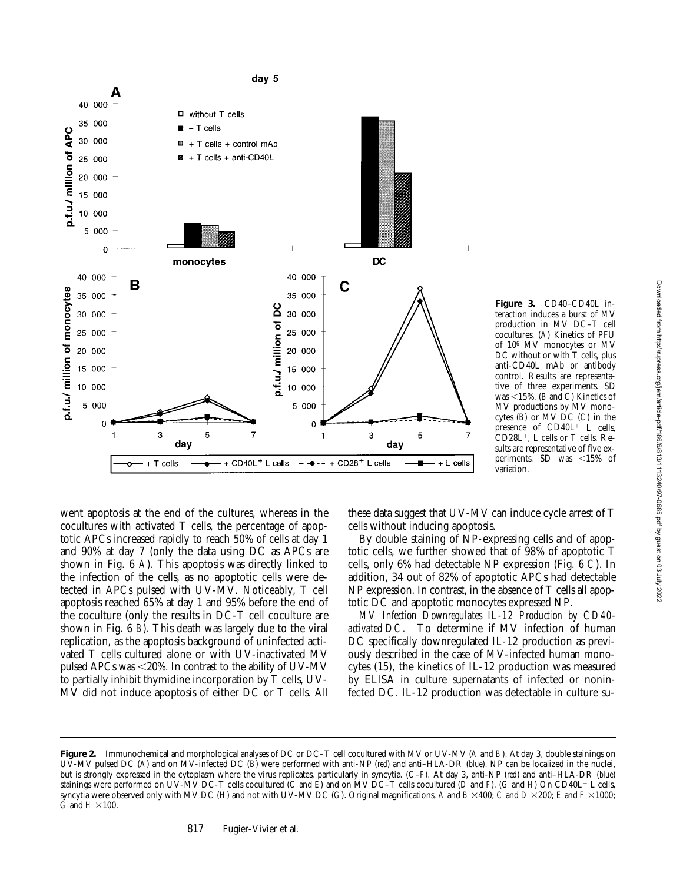**Figure 3.** CD40–CD40L interaction induces a burst of MV production in MV DC–T cell cocultures. (*A*) Kinetics of PFU of $10^6$ MV monocytes or MV DC without or with T cells, plus anti-CD40L mAb or antibody control. Results are representative of three experiments. SD was <15%. (*B* and *C*) Kinetics of MV productions by MV monocytes (*B*) or MV DC (*C*) in the presence of $CD40L^+$ L cells, $CD28L^+$, L cells or T cells. Results are representative of five experiments. SD was <15% of variation.

went apoptosis at the end of the cultures, whereas in the cocultures with activated T cells, the percentage of apoptotic APCs increased rapidly to reach 50% of cells at day 1 and 90% at day 7 (only the data using DC as APCs are shown in Fig. 6 *A*). This apoptosis was directly linked to the infection of the cells, as no apoptotic cells were detected in APCs pulsed with UV-MV. Noticeably, T cell apoptosis reached 65% at day 1 and 95% before the end of the coculture (only the results in DC-T cell coculture are shown in Fig. 6 *B*). This death was largely due to the viral replication, as the apoptosis background of uninfected activated T cells cultured alone or with UV-inactivated MV pulsed APCs was <20%. In contrast to the ability of UV-MV to partially inhibit thymidine incorporation by T cells, UV-MV did not induce apoptosis of either DC or T cells. All these data suggest that UV-MV can induce cycle arrest of T cells without inducing apoptosis.

By double staining of NP-expressing cells and of apoptotic cells, we further showed that of 98% of apoptotic T cells, only 6% had detectable NP expression (Fig. 6 *C*). In addition, 34 out of 82% of apoptotic APCs had detectable NP expression. In contrast, in the absence of T cells all apoptotic DC and apoptotic monocytes expressed NP.

*MV Infection Downregulates IL-12 Production by CD40-activated DC.* To determine if MV infection of human DC specifically downregulated IL-12 production as previously described in the case of MV-infected human monocytes (15), the kinetics of IL-12 production was measured by ELISA in culture supernatants of infected or noninfected DC. IL-12 production was detectable in culture su-

**Figure 2.** Immunochemical and morphological analyses of DC or DC–T cell cocultured with MV or UV-MV (*A* and *B*). At day 3, double stainings on UV-MV pulsed DC (*A*) and on MV-infected DC (*B*) were performed with anti-NP (*red*) and anti–HLA-DR (*blue*). NP can be localized in the nuclei, but is strongly expressed in the cytoplasm where the virus replicates, particularly in syncytia. (*C–F*). At day 3, anti-NP (*red*) and anti–HLA-DR (*blue*) stainings were performed on UV-MV DC-T cells cocultured (*C* and *E*) and on MV DC–T cells cocultured (*D* and *F*). (*G* and *H*) On $CD40L^+$ L cells, syncytia were observed only with MV DC (*H*) and not with UV-MV DC (*G*). Original magnifications, *A* and *B* ×400; *C* and *D* ×200; *E* and *F* ×1000; *G* and *H* ×100.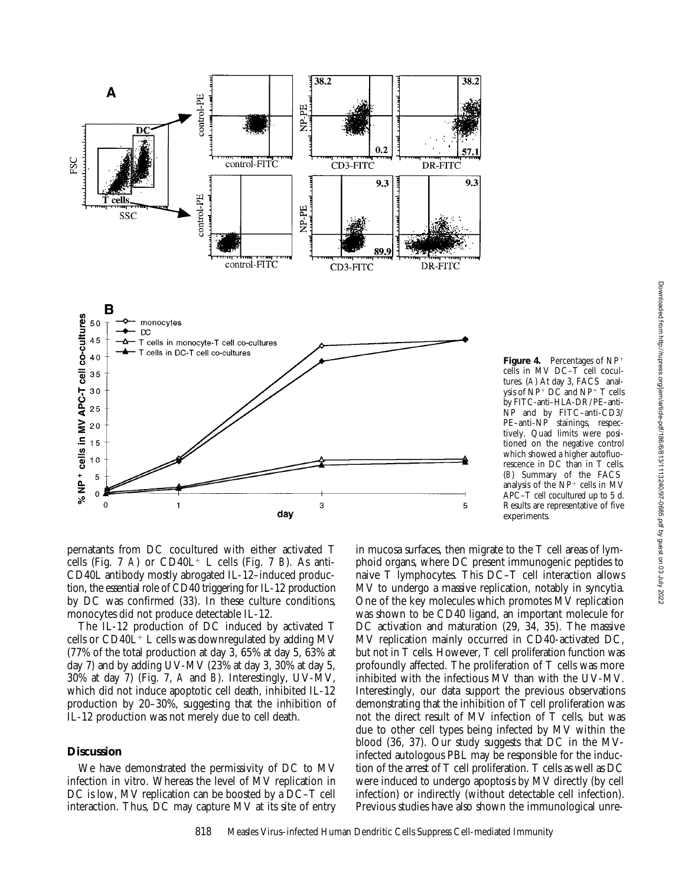**Figure 4.** Percentages of NP⁺ cells in MV DC–T cell cocultures. (*A*) At day 3, FACS analysis of NP⁺ DC and NP⁺ T cells by FITC-anti–HLA-DR/PE–anti-NP and by FITC–anti-CD3/PE–anti-NP stainings, respectively. Quad limits were positioned on the negative control which showed a higher autofluorescence in DC than in T cells. (*B*) Summary of the FACS analysis of the NP⁺ cells in MV APC–T cell cocultured up to 5 d. Results are representative of five experiments.

pernatants from DC cocultured with either activated T cells (Fig. 7 *A*) or CD40L⁺ L cells (Fig. 7 *B*). As anti-CD40L antibody mostly abrogated IL-12–induced production, the essential role of CD40 triggering for IL-12 production by DC was confirmed (33). In these culture conditions, monocytes did not produce detectable IL-12.

The IL-12 production of DC induced by activated T cells or CD40L⁺ L cells was downregulated by adding MV (77% of the total production at day 3, 65% at day 5, 63% at day 7) and by adding UV-MV (23% at day 3, 30% at day 5, 30% at day 7) (Fig. 7, *A* and *B*). Interestingly, UV-MV, which did not induce apoptotic cell death, inhibited IL-12 production by 20–30%, suggesting that the inhibition of IL-12 production was not merely due to cell death.

## Discussion

We have demonstrated the permissivity of DC to MV infection in vitro. Whereas the level of MV replication in DC is low, MV replication can be boosted by a DC–T cell interaction. Thus, DC may capture MV at its site of entry in mucosa surfaces, then migrate to the T cell areas of lymphoid organs, where DC present immunogenic peptides to naive T lymphocytes. This DC–T cell interaction allows MV to undergo a massive replication, notably in syncytia. One of the key molecules which promotes MV replication was shown to be CD40 ligand, an important molecule for DC activation and maturation (29, 34, 35). The massive MV replication mainly occurred in CD40-activated DC, but not in T cells. However, T cell proliferation function was profoundly affected. The proliferation of T cells was more inhibited with the infectious MV than with the UV-MV. Interestingly, our data support the previous observations demonstrating that the inhibition of T cell proliferation was not the direct result of MV infection of T cells, but was due to other cell types being infected by MV within the blood (36, 37). Our study suggests that DC in the MV-infected autologous PBL may be responsible for the induction of the arrest of T cell proliferation. T cells as well as DC were induced to undergo apoptosis by MV directly (by cell infection) or indirectly (without detectable cell infection). Previous studies have also shown the immunological unre-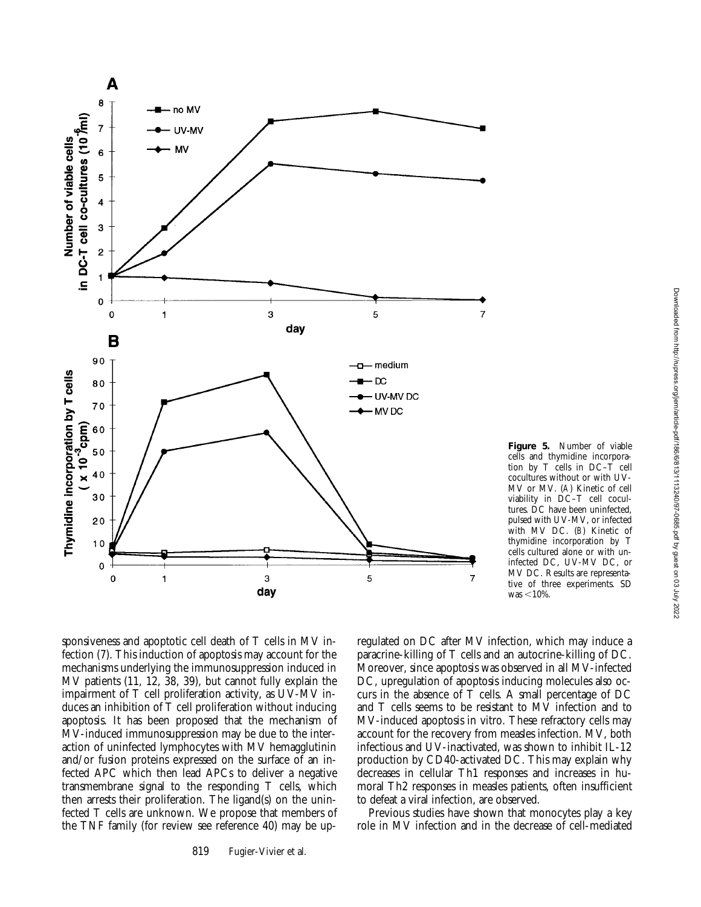**Figure 5.** Number of viable cells and thymidine incorporation by T cells in DC–T cell cocultures without or with UV-MV or MV. (*A*) Kinetic of cell viability in DC–T cell cocultures. DC have been uninfected, pulsed with UV-MV, or infected with MV DC. (*B*) Kinetic of thymidine incorporation by T cells cultured alone or with uninfected DC, UV-MV DC, or MV DC. Results are representative of three experiments. SD was <10%.

sponsiveness and apoptotic cell death of T cells in MV infection (7). This induction of apoptosis may account for the mechanisms underlying the immunosuppression induced in MV patients (11, 12, 38, 39), but cannot fully explain the impairment of T cell proliferation activity, as UV-MV induces an inhibition of T cell proliferation without inducing apoptosis. It has been proposed that the mechanism of MV-induced immunosuppression may be due to the interaction of uninfected lymphocytes with MV hemagglutinin and/or fusion proteins expressed on the surface of an infected APC which then lead APCs to deliver a negative transmembrane signal to the responding T cells, which then arrests their proliferation. The ligand(s) on the uninfected T cells are unknown. We propose that members of the TNF family (for review see reference 40) may be upregulated on DC after MV infection, which may induce a paracrine-killing of T cells and an autocrine-killing of DC. Moreover, since apoptosis was observed in all MV-infected DC, upregulation of apoptosis inducing molecules also occurs in the absence of T cells. A small percentage of DC and T cells seems to be resistant to MV infection and to MV-induced apoptosis in vitro. These refractory cells may account for the recovery from measles infection. MV, both infectious and UV-inactivated, was shown to inhibit IL-12 production by CD40-activated DC. This may explain why decreases in cellular Th1 responses and increases in humoral Th2 responses in measles patients, often insufficient to defeat a viral infection, are observed.

Previous studies have shown that monocytes play a key role in MV infection and in the decrease of cell-mediated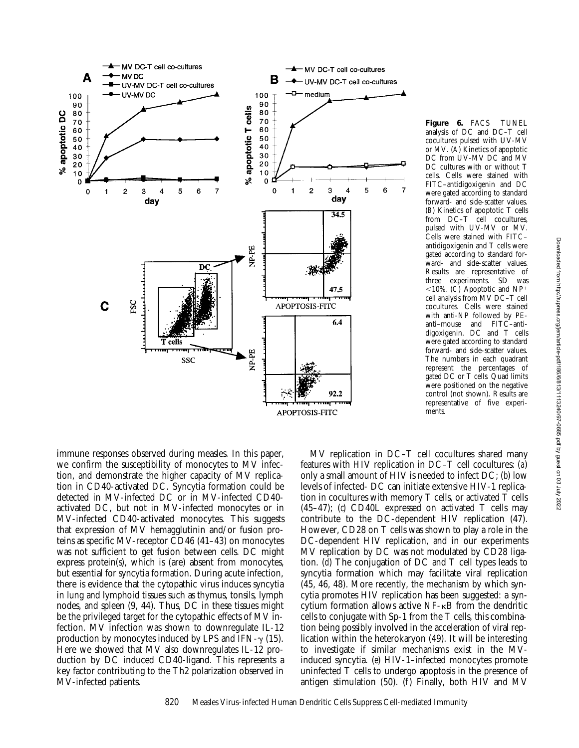**Figure 6.** FACS TUNEL analysis of DC and DC–T cell cocultures pulsed with UV-MV or MV. (*A*) Kinetics of apoptotic DC from UV-MV DC and MV DC cultures with or without T cells. Cells were stained with FITC–antidigoxigenin and DC were gated according to standard forward- and side-scatter values. (*B*) Kinetics of apoptotic T cells from DC–T cell cocultures, pulsed with UV-MV or MV. Cells were stained with FITC–antidigoxigenin and T cells were gated according to standard forward- and side-scatter values. Results are representative of three experiments. SD was <10%. (*C*) Apoptotic and NP$^+$ cell analysis from MV DC–T cell cocultures. Cells were stained with anti-NP followed by PE-anti–mouse and FITC–antidigoxigenin. DC and T cells were gated according to standard forward- and side-scatter values. The numbers in each quadrant represent the percentages of gated DC or T cells. Quad limits were positioned on the negative control (not shown). Results are representative of five experiments.

immune responses observed during measles. In this paper, we confirm the susceptibility of monocytes to MV infection, and demonstrate the higher capacity of MV replication in CD40-activated DC. Syncytia formation could be detected in MV-infected DC or in MV-infected CD40-activated DC, but not in MV-infected monocytes or in MV-infected CD40-activated monocytes. This suggests that expression of MV hemagglutinin and/or fusion proteins as specific MV-receptor CD46 (41–43) on monocytes was not sufficient to get fusion between cells. DC might express protein(s), which is (are) absent from monocytes, but essential for syncytia formation. During acute infection, there is evidence that the cytopathic virus induces syncytia in lung and lymphoid tissues such as thymus, tonsils, lymph nodes, and spleen (9, 44). Thus, DC in these tissues might be the privileged target for the cytopathic effects of MV infection. MV infection was shown to downregulate IL-12 production by monocytes induced by LPS and IFN-$\gamma$ (15). Here we showed that MV also downregulates IL-12 production by DC induced CD40-ligand. This represents a key factor contributing to the Th2 polarization observed in MV-infected patients.

MV replication in DC–T cell cocultures shared many features with HIV replication in DC–T cell cocultures: (*a*) only a small amount of HIV is needed to infect DC; (*b*) low levels of infected- DC can initiate extensive HIV-1 replication in cocultures with memory T cells, or activated T cells (45–47); (*c*) CD40L expressed on activated T cells may contribute to the DC-dependent HIV replication (47). However, CD28 on T cells was shown to play a role in the DC-dependent HIV replication, and in our experiments MV replication by DC was not modulated by CD28 ligation. (*d*) The conjugation of DC and T cell types leads to syncytia formation which may facilitate viral replication (45, 46, 48). More recently, the mechanism by which syncytia promotes HIV replication has been suggested: a syncytium formation allows active NF-$\kappa$B from the dendritic cells to conjugate with Sp-1 from the T cells, this combination being possibly involved in the acceleration of viral replication within the heterokaryon (49). It will be interesting to investigate if similar mechanisms exist in the MV-induced syncytia. (*e*) HIV-1–infected monocytes promote uninfected T cells to undergo apoptosis in the presence of antigen stimulation (50). (*f*) Finally, both HIV and MV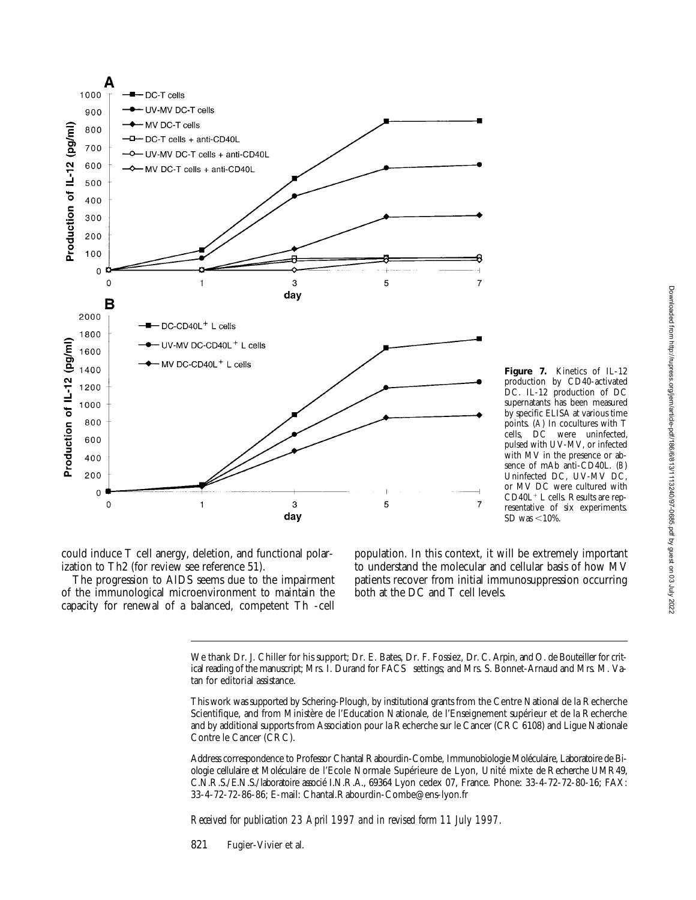**Figure 7.** Kinetics of IL-12 production by CD40-activated DC. IL-12 production of DC supernatants has been measured by specific ELISA at various time points. (*A*) In cocultures with T cells, DC were uninfected, pulsed with UV-MV, or infected with MV in the presence or absence of mAb anti-CD40L. (*B*) Uninfected DC, UV-MV DC, or MV DC were cultured with $CD40L^+$ L cells. Results are representative of six experiments. SD was <10%.

could induce T cell anergy, deletion, and functional polarization to Th2 (for review see reference 51).

The progression to AIDS seems due to the impairment of the immunological microenvironment to maintain the capacity for renewal of a balanced, competent Th -cell population. In this context, it will be extremely important to understand the molecular and cellular basis of how MV patients recover from initial immunosuppression occurring both at the DC and T cell levels.

---

We thank Dr. J. Chiller for his support; Dr. E. Bates, Dr. F. Fossiez, Dr. C. Arpin, and O. de Bouteiller for critical reading of the manuscript; Mrs. I. Durand for FACS settings; and Mrs. S. Bonnet-Arnaud and Mrs. M. Vatan for editorial assistance.

This work was supported by Schering-Plough, by institutional grants from the Centre National de la Recherche Scientifique, and from Ministère de l'Education Nationale, de l'Enseignement supérieur et de la Recherche and by additional supports from Association pour la Recherche sur le Cancer (CRC 6108) and Ligue Nationale Contre le Cancer (CRC).

Address correspondence to Professor Chantal Rabourdin-Combe, Immunobiologie Moléculaire, Laboratoire de Biologie cellulaire et Moléculaire de l'Ecole Normale Supérieure de Lyon, Unité mixte de Recherche UMR49, C.N.R.S./E.N.S./laboratoire associé I.N.R.A., 69364 Lyon cedex 07, France. Phone: 33-4-72-72-80-16; FAX: 33-4-72-72-86-86; E-mail: Chantal.Rabourdin-Combe@ens-lyon.fr

*Received for publication 23 April 1997 and in revised form 11 July 1997.*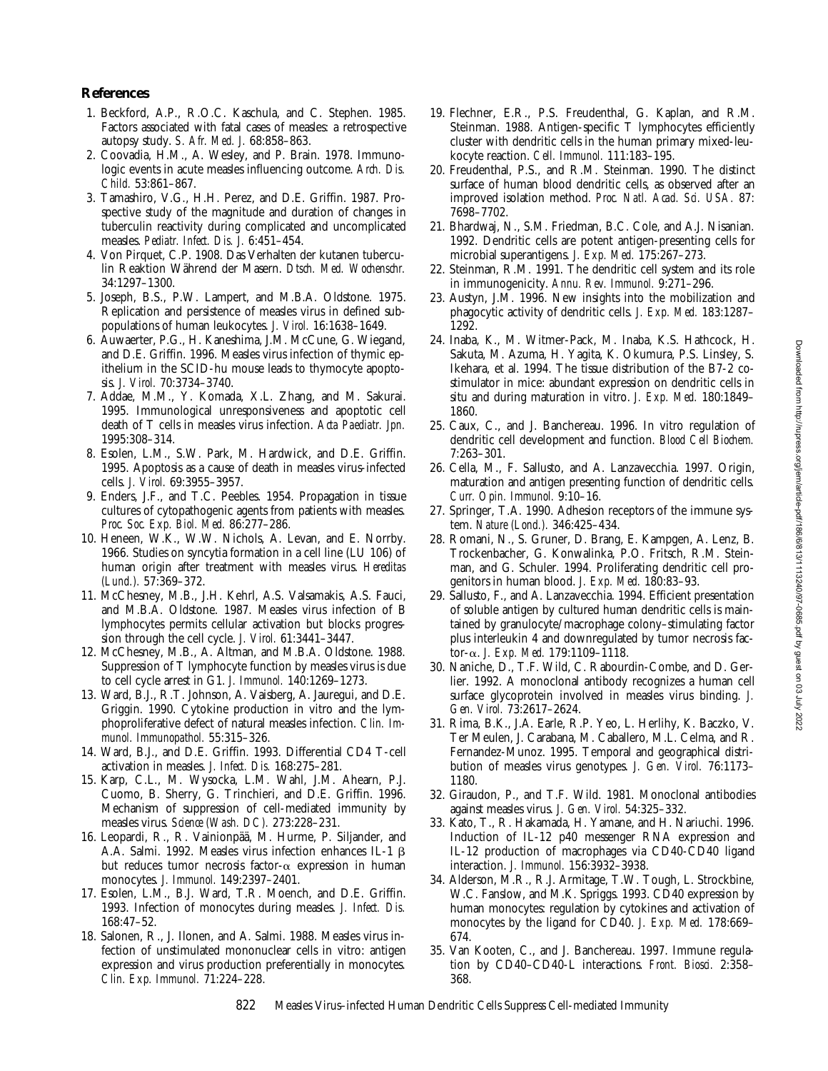## References

1. Beckford, A.P., R.O.C. Kaschula, and C. Stephen. 1985. Factors associated with fatal cases of measles: a retrospective autopsy study. *S. Afr. Med. J.* 68:858–863.
2. Coovadia, H.M., A. Wesley, and P. Brain. 1978. Immunologic events in acute measles influencing outcome. *Arch. Dis. Child.* 53:861–867.
3. Tamashiro, V.G., H.H. Perez, and D.E. Griffin. 1987. Prospective study of the magnitude and duration of changes in tuberculin reactivity during complicated and uncomplicated measles. *Pediatr. Infect. Dis. J.* 6:451–454.
4. Von Pirquet, C.P. 1908. Das Verhalten der kutanen tuberculin Reaktion Während der Masern. *Dtsch. Med. Wochenschr.* 34:1297–1300.
5. Joseph, B.S., P.W. Lampert, and M.B.A. Oldstone. 1975. Replication and persistence of measles virus in defined subpopulations of human leukocytes. *J. Virol.* 16:1638–1649.
6. Auwaerter, P.G., H. Kaneshima, J.M. McCune, G. Wiegand, and D.E. Griffin. 1996. Measles virus infection of thymic epithelium in the SCID-hu mouse leads to thymocyte apoptosis. *J. Virol.* 70:3734–3740.
7. Addae, M.M., Y. Komada, X.L. Zhang, and M. Sakurai. 1995. Immunological unresponsiveness and apoptotic cell death of T cells in measles virus infection. *Acta Paediatr. Jpn.* 1995:308–314.
8. Esolen, L.M., S.W. Park, M. Hardwick, and D.E. Griffin. 1995. Apoptosis as a cause of death in measles virus-infected cells. *J. Virol.* 69:3955–3957.
9. Enders, J.F., and T.C. Peebles. 1954. Propagation in tissue cultures of cytopathogenic agents from patients with measles. *Proc. Soc. Exp. Biol. Med.* 86:277–286.
10. Heneen, W.K., W.W. Nichols, A. Levan, and E. Norrby. 1966. Studies on syncytia formation in a cell line (LU 106) of human origin after treatment with measles virus. *Hereditas (Lund.).* 57:369–372.
11. McChesney, M.B., J.H. Kehrl, A.S. Valsamakis, A.S. Fauci, and M.B.A. Oldstone. 1987. Measles virus infection of B lymphocytes permits cellular activation but blocks progression through the cell cycle. *J. Virol.* 61:3441–3447.
12. McChesney, M.B., A. Altman, and M.B.A. Oldstone. 1988. Suppression of T lymphocyte function by measles virus is due to cell cycle arrest in G1. *J. Immunol.* 140:1269–1273.
13. Ward, B.J., R.T. Johnson, A. Vaisberg, A. Jauregui, and D.E. Griggin. 1990. Cytokine production in vitro and the lymphoproliferative defect of natural measles infection. *Clin. Immunol. Immunopathol.* 55:315–326.
14. Ward, B.J., and D.E. Griffin. 1993. Differential CD4 T-cell activation in measles. *J. Infect. Dis.* 168:275–281.
15. Karp, C.L., M. Wysocka, L.M. Wahl, J.M. Ahearn, P.J. Cuomo, B. Sherry, G. Trinchieri, and D.E. Griffin. 1996. Mechanism of suppression of cell-mediated immunity by measles virus. *Science (Wash. DC).* 273:228–231.
16. Leopardi, R., R. Vainionpää, M. Hurme, P. Siljander, and A.A. Salmi. 1992. Measles virus infection enhances IL-1 β but reduces tumor necrosis factor-α expression in human monocytes. *J. Immunol.* 149:2397–2401.
17. Esolen, L.M., B.J. Ward, T.R. Moench, and D.E. Griffin. 1993. Infection of monocytes during measles. *J. Infect. Dis.* 168:47–52.
18. Salonen, R., J. Ilonen, and A. Salmi. 1988. Measles virus infection of unstimulated mononuclear cells in vitro: antigen expression and virus production preferentially in monocytes. *Clin. Exp. Immunol.* 71:224–228.
19. Flechner, E.R., P.S. Freudenthal, G. Kaplan, and R.M. Steinman. 1988. Antigen-specific T lymphocytes efficiently cluster with dendritic cells in the human primary mixed-leukocyte reaction. *Cell. Immunol.* 111:183–195.
20. Freudenthal, P.S., and R.M. Steinman. 1990. The distinct surface of human blood dendritic cells, as observed after an improved isolation method. *Proc. Natl. Acad. Sci. USA.* 87: 7698–7702.
21. Bhardwaj, N., S.M. Friedman, B.C. Cole, and A.J. Nisanian. 1992. Dendritic cells are potent antigen-presenting cells for microbial superantigens. *J. Exp. Med.* 175:267–273.
22. Steinman, R.M. 1991. The dendritic cell system and its role in immunogenicity. *Annu. Rev. Immunol.* 9:271–296.
23. Austyn, J.M. 1996. New insights into the mobilization and phagocytic activity of dendritic cells. *J. Exp. Med.* 183:1287–1292.
24. Inaba, K., M. Witmer-Pack, M. Inaba, K.S. Hathcock, H. Sakuta, M. Azuma, H. Yagita, K. Okumura, P.S. Linsley, S. Ikehara, et al. 1994. The tissue distribution of the B7-2 costimulator in mice: abundant expression on dendritic cells in situ and during maturation in vitro. *J. Exp. Med.* 180:1849–1860.
25. Caux, C., and J. Banchereau. 1996. In vitro regulation of dendritic cell development and function. *Blood Cell Biochem.* 7:263–301.
26. Cella, M., F. Sallusto, and A. Lanzavecchia. 1997. Origin, maturation and antigen presenting function of dendritic cells. *Curr. Opin. Immunol.* 9:10–16.
27. Springer, T.A. 1990. Adhesion receptors of the immune system. *Nature (Lond.).* 346:425–434.
28. Romani, N., S. Gruner, D. Brang, E. Kampgen, A. Lenz, B. Trockenbacher, G. Konwalinka, P.O. Fritsch, R.M. Steinman, and G. Schuler. 1994. Proliferating dendritic cell progenitors in human blood. *J. Exp. Med.* 180:83–93.
29. Sallusto, F., and A. Lanzavecchia. 1994. Efficient presentation of soluble antigen by cultured human dendritic cells is maintained by granulocyte/macrophage colony–stimulating factor plus interleukin 4 and downregulated by tumor necrosis factor-α. *J. Exp. Med.* 179:1109–1118.
30. Naniche, D., T.F. Wild, C. Rabourdin-Combe, and D. Gerlier. 1992. A monoclonal antibody recognizes a human cell surface glycoprotein involved in measles virus binding. *J. Gen. Virol.* 73:2617–2624.
31. Rima, B.K., J.A. Earle, R.P. Yeo, L. Herlihy, K. Baczko, V. Ter Meulen, J. Carabana, M. Caballero, M.L. Celma, and R. Fernandez-Munoz. 1995. Temporal and geographical distribution of measles virus genotypes. *J. Gen. Virol.* 76:1173–1180.
32. Giraudon, P., and T.F. Wild. 1981. Monoclonal antibodies against measles virus. *J. Gen. Virol.* 54:325–332.
33. Kato, T., R. Hakamada, H. Yamane, and H. Nariuchi. 1996. Induction of IL-12 p40 messenger RNA expression and IL-12 production of macrophages via CD40-CD40 ligand interaction. *J. Immunol.* 156:3932–3938.
34. Alderson, M.R., R.J. Armitage, T.W. Tough, L. Strockbine, W.C. Fanslow, and M.K. Spriggs. 1993. CD40 expression by human monocytes: regulation by cytokines and activation of monocytes by the ligand for CD40. *J. Exp. Med.* 178:669–674.
35. Van Kooten, C., and J. Banchereau. 1997. Immune regulation by CD40–CD40-L interactions. *Front. Biosci.* 2:358–368.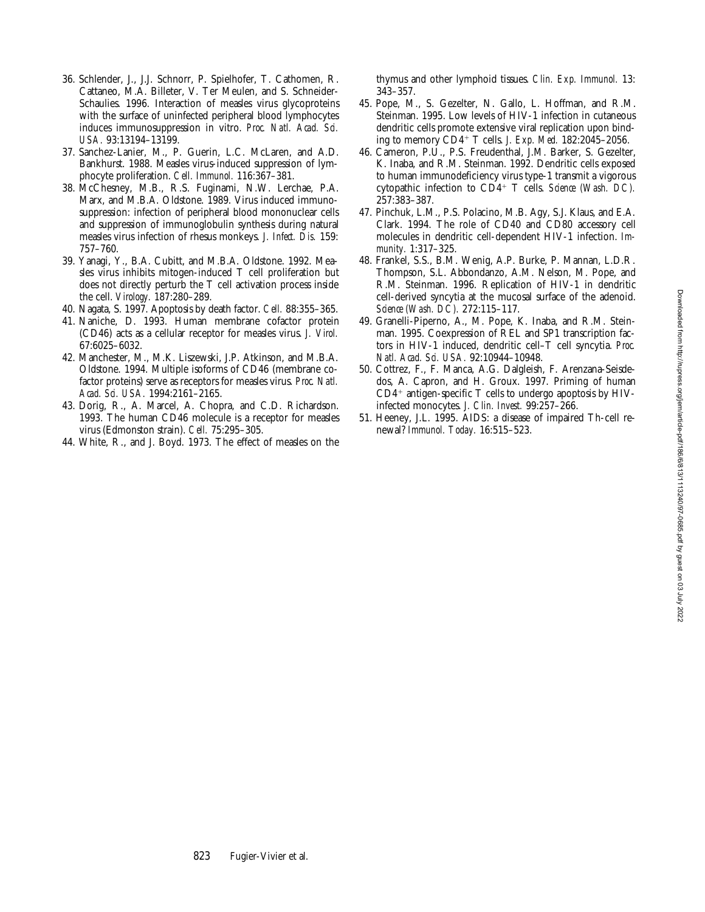36. Schlender, J., J.J. Schnorr, P. Spielhofer, T. Cathomen, R. Cattaneo, M.A. Billeter, V. Ter Meulen, and S. Schneider-Schaulies. 1996. Interaction of measles virus glycoproteins with the surface of uninfected peripheral blood lymphocytes induces immunosuppression in vitro. *Proc. Natl. Acad. Sci. USA.* 93:13194–13199.
37. Sanchez-Lanier, M., P. Guerin, L.C. McLaren, and A.D. Bankhurst. 1988. Measles virus-induced suppression of lymphocyte proliferation. *Cell. Immunol.* 116:367–381.
38. McChesney, M.B., R.S. Fuginami, N.W. Lerchae, P.A. Marx, and M.B.A. Oldstone. 1989. Virus induced immunosuppression: infection of peripheral blood mononuclear cells and suppression of immunoglobulin synthesis during natural measles virus infection of rhesus monkeys. *J. Infect. Dis.* 159: 757–760.
39. Yanagi, Y., B.A. Cubitt, and M.B.A. Oldstone. 1992. Measles virus inhibits mitogen-induced T cell proliferation but does not directly perturb the T cell activation process inside the cell. *Virology.* 187:280–289.
40. Nagata, S. 1997. Apoptosis by death factor. *Cell.* 88:355–365.
41. Naniche, D. 1993. Human membrane cofactor protein (CD46) acts as a cellular receptor for measles virus. *J. Virol.* 67:6025–6032.
42. Manchester, M., M.K. Liszewski, J.P. Atkinson, and M.B.A. Oldstone. 1994. Multiple isoforms of CD46 (membrane cofactor proteins) serve as receptors for measles virus. *Proc. Natl. Acad. Sci. USA.* 1994:2161–2165.
43. Dorig, R., A. Marcel, A. Chopra, and C.D. Richardson. 1993. The human CD46 molecule is a receptor for measles virus (Edmonston strain). *Cell.* 75:295–305.
44. White, R., and J. Boyd. 1973. The effect of measles on the thymus and other lymphoid tissues. *Clin. Exp. Immunol.* 13: 343–357.
45. Pope, M., S. Gezelter, N. Gallo, L. Hoffman, and R.M. Steinman. 1995. Low levels of HIV-1 infection in cutaneous dendritic cells promote extensive viral replication upon binding to memory $CD4^+$ T cells. *J. Exp. Med.* 182:2045–2056.
46. Cameron, P.U., P.S. Freudenthal, J.M. Barker, S. Gezelter, K. Inaba, and R.M. Steinman. 1992. Dendritic cells exposed to human immunodeficiency virus type-1 transmit a vigorous cytopathic infection to $CD4^+$ T cells. *Science (Wash. DC).* 257:383–387.
47. Pinchuk, L.M., P.S. Polacino, M.B. Agy, S.J. Klaus, and E.A. Clark. 1994. The role of CD40 and CD80 accessory cell molecules in dendritic cell-dependent HIV-1 infection. *Immunity.* 1:317–325.
48. Frankel, S.S., B.M. Wenig, A.P. Burke, P. Mannan, L.D.R. Thompson, S.L. Abbondanzo, A.M. Nelson, M. Pope, and R.M. Steinman. 1996. Replication of HIV-1 in dendritic cell-derived syncytia at the mucosal surface of the adenoid. *Science (Wash. DC).* 272:115–117.
49. Granelli-Piperno, A., M. Pope, K. Inaba, and R.M. Steinman. 1995. Coexpression of REL and SP1 transcription factors in HIV-1 induced, dendritic cell–T cell syncytia. *Proc. Natl. Acad. Sci. USA.* 92:10944–10948.
50. Cottrez, F., F. Manca, A.G. Dalgleish, F. Arenzana-Seisdedos, A. Capron, and H. Groux. 1997. Priming of human $CD4^+$ antigen-specific T cells to undergo apoptosis by HIV-infected monocytes. *J. Clin. Invest.* 99:257–266.
51. Heeney, J.L. 1995. AIDS: a disease of impaired Th-cell renewal? *Immunol. Today.* 16:515–523.